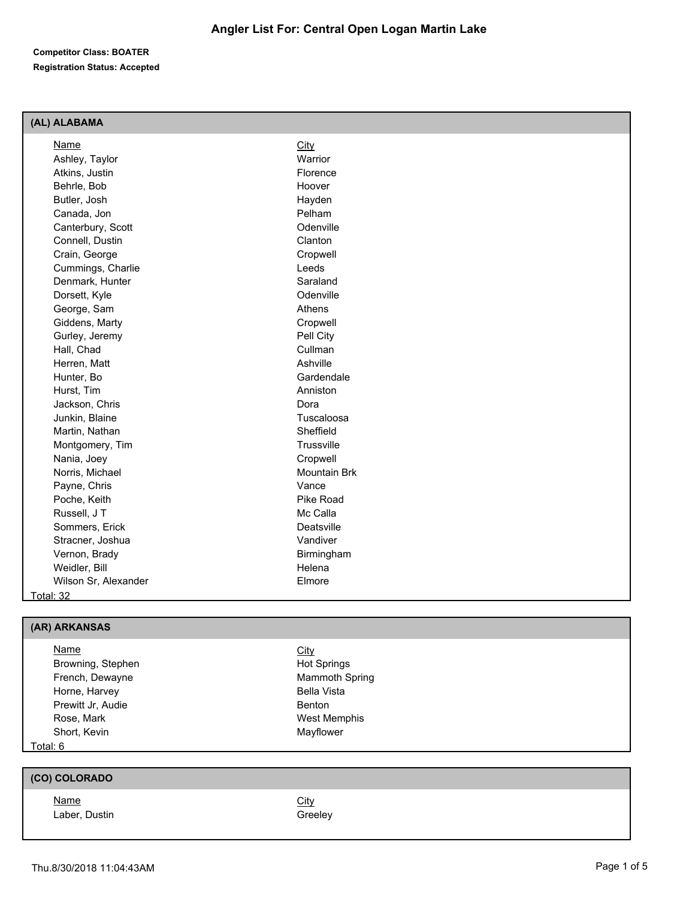# Angler List For: Central Open Logan Martin Lake

**Competitor Class: BOATER**

**Registration Status: Accepted**

## (AL) ALABAMA

| Name | City |
|---|---|
| Ashley, Taylor | Warrior |
| Atkins, Justin | Florence |
| Behrle, Bob | Hoover |
| Butler, Josh | Hayden |
| Canada, Jon | Pelham |
| Canterbury, Scott | Odenville |
| Connell, Dustin | Clanton |
| Crain, George | Cropwell |
| Cummings, Charlie | Leeds |
| Denmark, Hunter | Saraland |
| Dorsett, Kyle | Odenville |
| George, Sam | Athens |
| Giddens, Marty | Cropwell |
| Gurley, Jeremy | Pell City |
| Hall, Chad | Cullman |
| Herren, Matt | Ashville |
| Hunter, Bo | Gardendale |
| Hurst, Tim | Anniston |
| Jackson, Chris | Dora |
| Junkin, Blaine | Tuscaloosa |
| Martin, Nathan | Sheffield |
| Montgomery, Tim | Trussville |
| Nania, Joey | Cropwell |
| Norris, Michael | Mountain Brk |
| Payne, Chris | Vance |
| Poche, Keith | Pike Road |
| Russell, J T | Mc Calla |
| Sommers, Erick | Deatsville |
| Stracner, Joshua | Vandiver |
| Vernon, Brady | Birmingham |
| Weidler, Bill | Helena |
| Wilson Sr, Alexander | Elmore |

Total: 32

## (AR) ARKANSAS

| Name | City |
|---|---|
| Browning, Stephen | Hot Springs |
| French, Dewayne | Mammoth Spring |
| Horne, Harvey | Bella Vista |
| Prewitt Jr, Audie | Benton |
| Rose, Mark | West Memphis |
| Short, Kevin | Mayflower |

Total: 6

## (CO) COLORADO

| Name | City |
|---|---|
| Laber, Dustin | Greeley |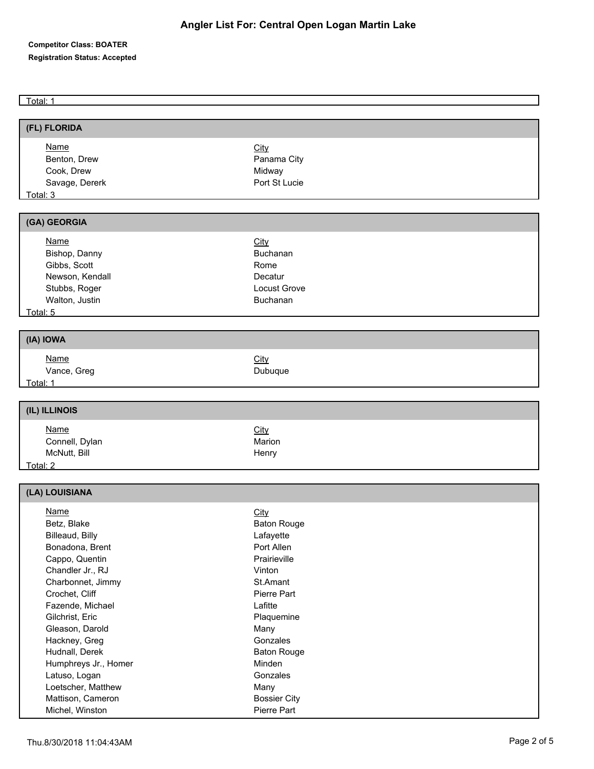# Angler List For: Central Open Logan Martin Lake

**Competitor Class: BOATER**

**Registration Status: Accepted**

Total: 1

## (FL) FLORIDA

| Name | City |
|---|---|
| Benton, Drew | Panama City |
| Cook, Drew | Midway |
| Savage, Dererk | Port St Lucie |

Total: 3

## (GA) GEORGIA

| Name | City |
|---|---|
| Bishop, Danny | Buchanan |
| Gibbs, Scott | Rome |
| Newson, Kendall | Decatur |
| Stubbs, Roger | Locust Grove |
| Walton, Justin | Buchanan |

Total: 5

## (IA) IOWA

| Name | City |
|---|---|
| Vance, Greg | Dubuque |

Total: 1

## (IL) ILLINOIS

| Name | City |
|---|---|
| Connell, Dylan | Marion |
| McNutt, Bill | Henry |

Total: 2

## (LA) LOUISIANA

| Name | City |
|---|---|
| Betz, Blake | Baton Rouge |
| Billeaud, Billy | Lafayette |
| Bonadona, Brent | Port Allen |
| Cappo, Quentin | Prairieville |
| Chandler Jr., RJ | Vinton |
| Charbonnet, Jimmy | St.Amant |
| Crochet, Cliff | Pierre Part |
| Fazende, Michael | Lafitte |
| Gilchrist, Eric | Plaquemine |
| Gleason, Darold | Many |
| Hackney, Greg | Gonzales |
| Hudnall, Derek | Baton Rouge |
| Humphreys Jr., Homer | Minden |
| Latuso, Logan | Gonzales |
| Loetscher, Matthew | Many |
| Mattison, Cameron | Bossier City |
| Michel, Winston | Pierre Part |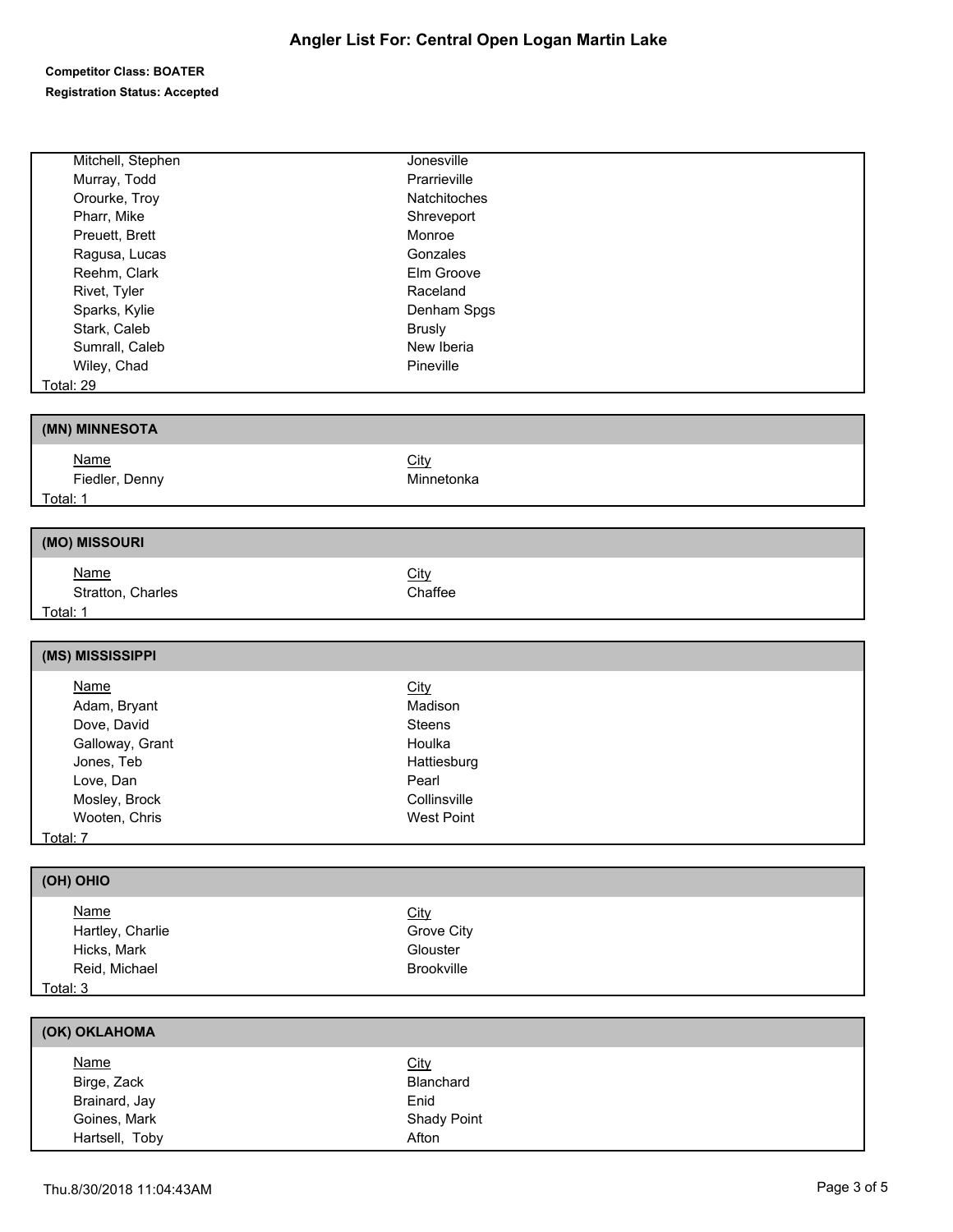# Angler List For: Central Open Logan Martin Lake

**Competitor Class: BOATER**

**Registration Status: Accepted**

| Name | City |
|---|---|
| Mitchell, Stephen | Jonesville |
| Murray, Todd | Prarrieville |
| Orourke, Troy | Natchitoches |
| Pharr, Mike | Shreveport |
| Preuett, Brett | Monroe |
| Ragusa, Lucas | Gonzales |
| Reehm, Clark | Elm Groove |
| Rivet, Tyler | Raceland |
| Sparks, Kylie | Denham Spgs |
| Stark, Caleb | Brusly |
| Sumrall, Caleb | New Iberia |
| Wiley, Chad | Pineville |

Total: 29

## (MN) MINNESOTA

| Name | City |
|---|---|
| Fiedler, Denny | Minnetonka |

Total: 1

## (MO) MISSOURI

| Name | City |
|---|---|
| Stratton, Charles | Chaffee |

Total: 1

## (MS) MISSISSIPPI

| Name | City |
|---|---|
| Adam, Bryant | Madison |
| Dove, David | Steens |
| Galloway, Grant | Houlka |
| Jones, Teb | Hattiesburg |
| Love, Dan | Pearl |
| Mosley, Brock | Collinsville |
| Wooten, Chris | West Point |

Total: 7

## (OH) OHIO

| Name | City |
|---|---|
| Hartley, Charlie | Grove City |
| Hicks, Mark | Glouster |
| Reid, Michael | Brookville |

Total: 3

## (OK) OKLAHOMA

| Name | City |
|---|---|
| Birge, Zack | Blanchard |
| Brainard, Jay | Enid |
| Goines, Mark | Shady Point |
| Hartsell, Toby | Afton |

Thu.8/30/2018 11:04:43AM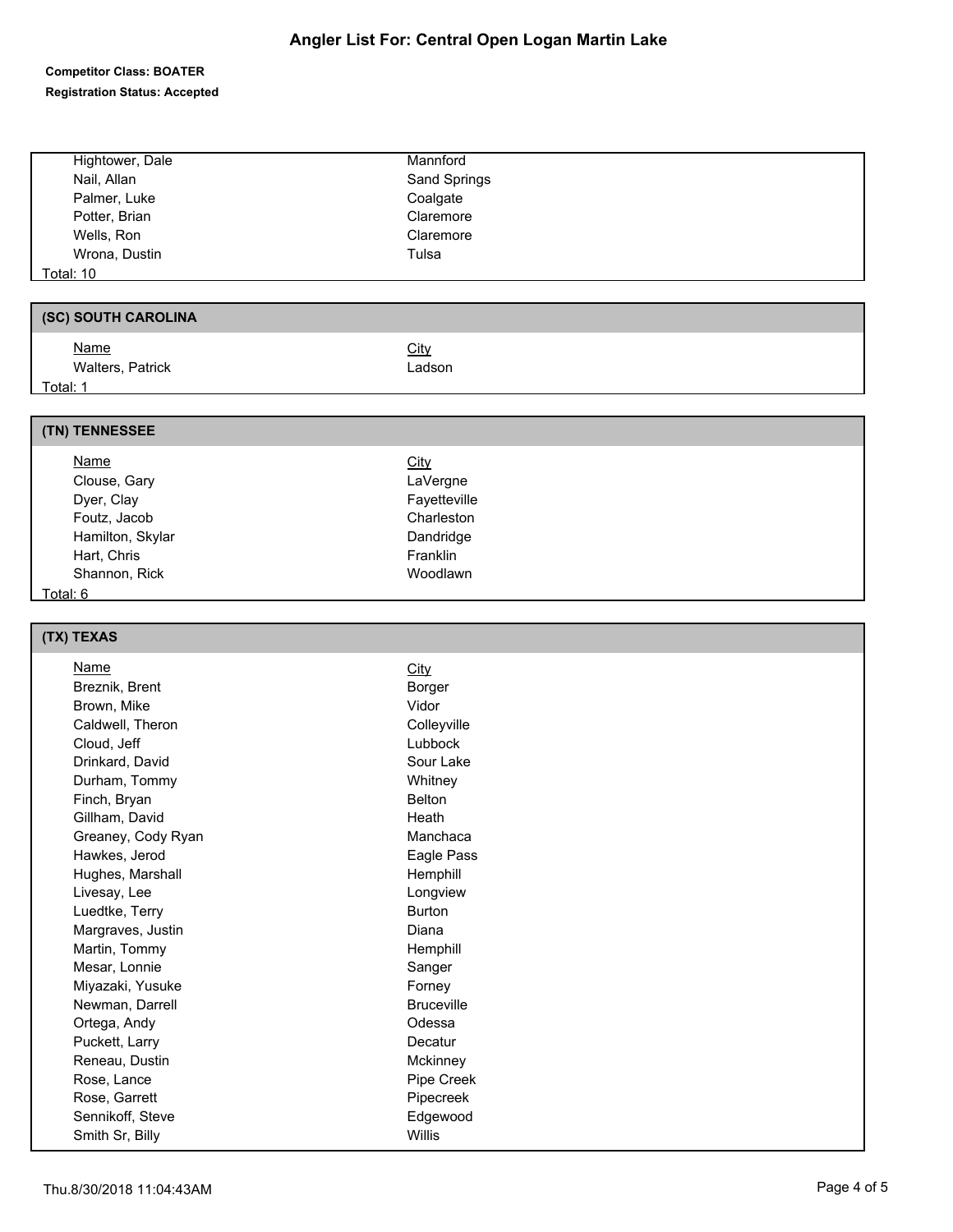# Angler List For: Central Open Logan Martin Lake

**Competitor Class: BOATER**
**Registration Status: Accepted**

| Name | City |
|---|---|
| Hightower, Dale | Mannford |
| Nail, Allan | Sand Springs |
| Palmer, Luke | Coalgate |
| Potter, Brian | Claremore |
| Wells, Ron | Claremore |
| Wrona, Dustin | Tulsa |

Total: 10

## (SC) SOUTH CAROLINA

| Name | City |
|---|---|
| Walters, Patrick | Ladson |

Total: 1

## (TN) TENNESSEE

| Name | City |
|---|---|
| Clouse, Gary | LaVergne |
| Dyer, Clay | Fayetteville |
| Foutz, Jacob | Charleston |
| Hamilton, Skylar | Dandridge |
| Hart, Chris | Franklin |
| Shannon, Rick | Woodlawn |

Total: 6

## (TX) TEXAS

| Name | City |
|---|---|
| Breznik, Brent | Borger |
| Brown, Mike | Vidor |
| Caldwell, Theron | Colleyville |
| Cloud, Jeff | Lubbock |
| Drinkard, David | Sour Lake |
| Durham, Tommy | Whitney |
| Finch, Bryan | Belton |
| Gillham, David | Heath |
| Greaney, Cody Ryan | Manchaca |
| Hawkes, Jerod | Eagle Pass |
| Hughes, Marshall | Hemphill |
| Livesay, Lee | Longview |
| Luedtke, Terry | Burton |
| Margraves, Justin | Diana |
| Martin, Tommy | Hemphill |
| Mesar, Lonnie | Sanger |
| Miyazaki, Yusuke | Forney |
| Newman, Darrell | Bruceville |
| Ortega, Andy | Odessa |
| Puckett, Larry | Decatur |
| Reneau, Dustin | Mckinney |
| Rose, Lance | Pipe Creek |
| Rose, Garrett | Pipecreek |
| Sennikoff, Steve | Edgewood |
| Smith Sr, Billy | Willis |

Thu.8/30/2018 11:04:43AM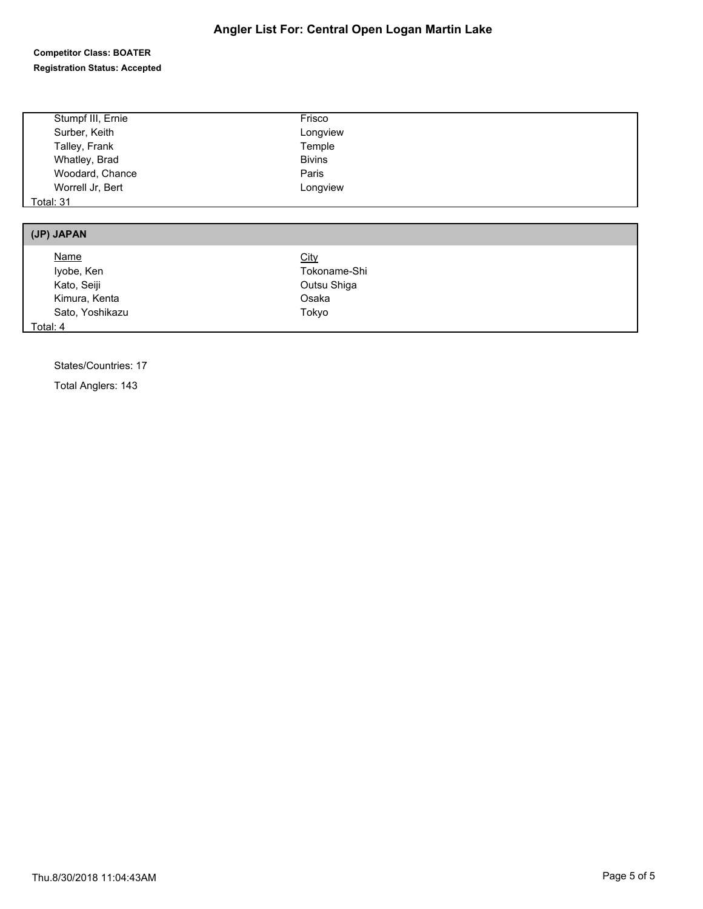# Angler List For: Central Open Logan Martin Lake

**Competitor Class: BOATER**

**Registration Status: Accepted**

| | |
|---|---|
| Stumpf III, Ernie | Frisco |
| Surber, Keith | Longview |
| Talley, Frank | Temple |
| Whatley, Brad | Bivins |
| Woodard, Chance | Paris |
| Worrell Jr, Bert | Longview |

Total: 31

## (JP) JAPAN

| Name | City |
|---|---|
| Iyobe, Ken | Tokoname-Shi |
| Kato, Seiji | Outsu Shiga |
| Kimura, Kenta | Osaka |
| Sato, Yoshikazu | Tokyo |

Total: 4

States/Countries: 17

Total Anglers: 143

Thu.8/30/2018 11:04:43AM